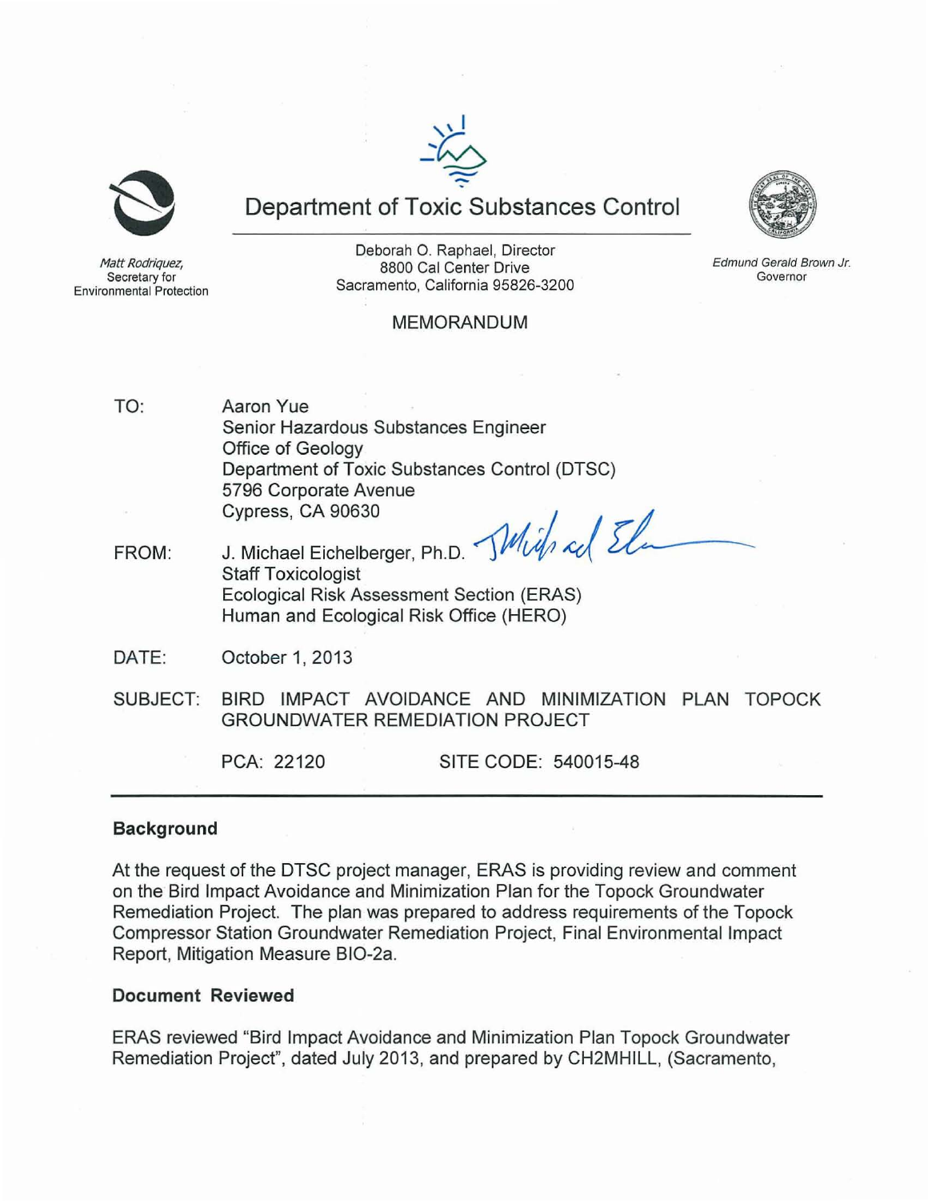# Department of Toxic Substances Control

*Matt Rodriquez,*
Secretary for
Environmental Protection

Deborah O. Raphael, Director
8800 Cal Center Drive
Sacramento, California 95826-3200

*Edmund Gerald Brown Jr.*
Governor

## MEMORANDUM

TO: Aaron Yue
Senior Hazardous Substances Engineer
Office of Geology
Department of Toxic Substances Control (DTSC)
5796 Corporate Avenue
Cypress, CA 90630

FROM: J. Michael Eichelberger, Ph.D.
Staff Toxicologist
Ecological Risk Assessment Section (ERAS)
Human and Ecological Risk Office (HERO)

DATE: October 1, 2013

SUBJECT: BIRD IMPACT AVOIDANCE AND MINIMIZATION PLAN TOPOCK GROUNDWATER REMEDIATION PROJECT

PCA: 22120 SITE CODE: 540015-48

---

### Background

At the request of the DTSC project manager, ERAS is providing review and comment on the Bird Impact Avoidance and Minimization Plan for the Topock Groundwater Remediation Project. The plan was prepared to address requirements of the Topock Compressor Station Groundwater Remediation Project, Final Environmental Impact Report, Mitigation Measure BIO-2a.

### Document Reviewed

ERAS reviewed "Bird Impact Avoidance and Minimization Plan Topock Groundwater Remediation Project", dated July 2013, and prepared by CH2MHILL, (Sacramento,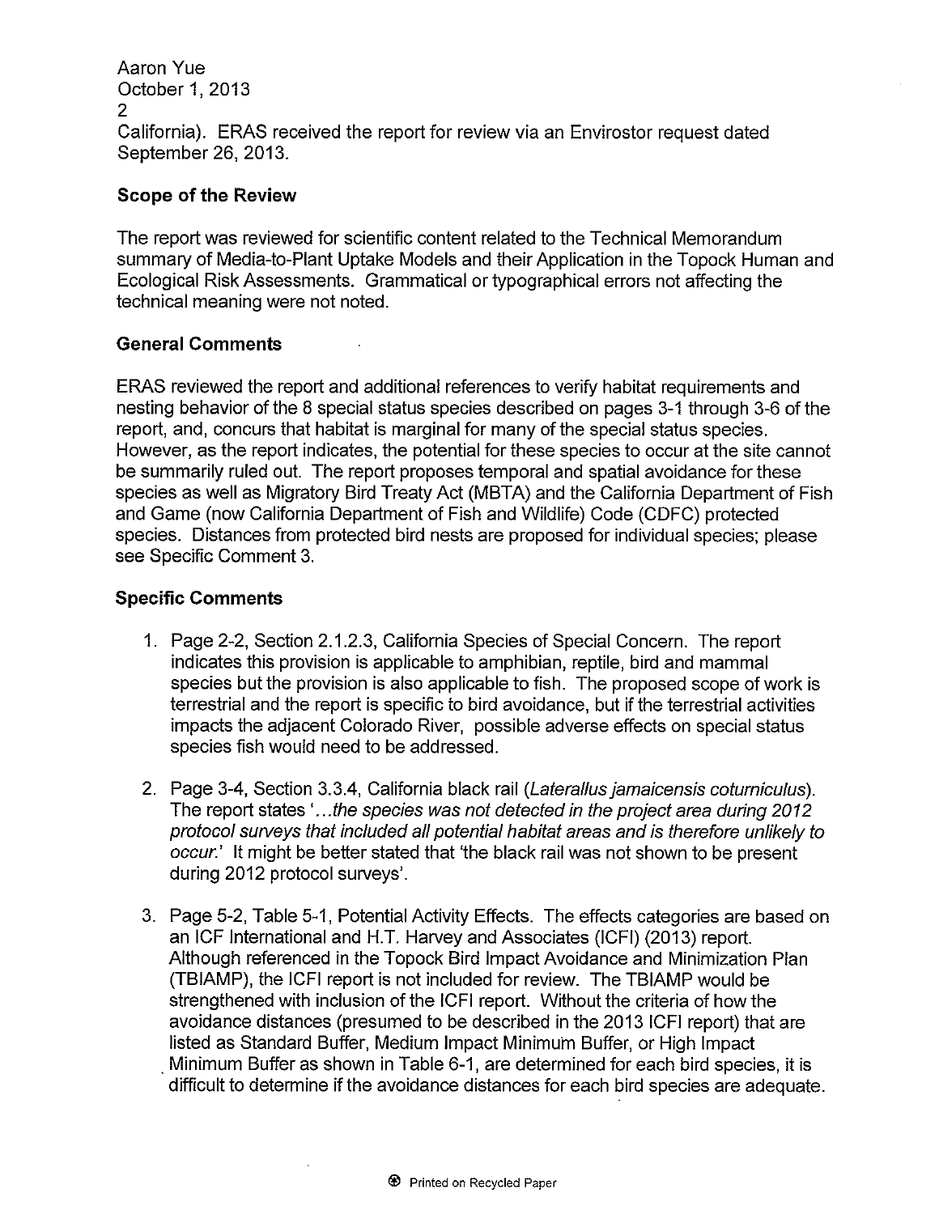California). ERAS received the report for review via an Envirostor request dated September 26, 2013.

## Scope of the Review

The report was reviewed for scientific content related to the Technical Memorandum summary of Media-to-Plant Uptake Models and their Application in the Topock Human and Ecological Risk Assessments. Grammatical or typographical errors not affecting the technical meaning were not noted.

## General Comments

ERAS reviewed the report and additional references to verify habitat requirements and nesting behavior of the 8 special status species described on pages 3-1 through 3-6 of the report, and, concurs that habitat is marginal for many of the special status species. However, as the report indicates, the potential for these species to occur at the site cannot be summarily ruled out. The report proposes temporal and spatial avoidance for these species as well as Migratory Bird Treaty Act (MBTA) and the California Department of Fish and Game (now California Department of Fish and Wildlife) Code (CDFC) protected species. Distances from protected bird nests are proposed for individual species; please see Specific Comment 3.

## Specific Comments

1. Page 2-2, Section 2.1.2.3, California Species of Special Concern. The report indicates this provision is applicable to amphibian, reptile, bird and mammal species but the provision is also applicable to fish. The proposed scope of work is terrestrial and the report is specific to bird avoidance, but if the terrestrial activities impacts the adjacent Colorado River, possible adverse effects on special status species fish would need to be addressed.

2. Page 3-4, Section 3.3.4, California black rail (*Laterallus jamaicensis coturniculus*). The report states '*...the species was not detected in the project area during 2012 protocol surveys that included all potential habitat areas and is therefore unlikely to occur.*' It might be better stated that 'the black rail was not shown to be present during 2012 protocol surveys'.

3. Page 5-2, Table 5-1, Potential Activity Effects. The effects categories are based on an ICF International and H.T. Harvey and Associates (ICFI) (2013) report. Although referenced in the Topock Bird Impact Avoidance and Minimization Plan (TBIAMP), the ICFI report is not included for review. The TBIAMP would be strengthened with inclusion of the ICFI report. Without the criteria of how the avoidance distances (presumed to be described in the 2013 ICFI report) that are listed as Standard Buffer, Medium Impact Minimum Buffer, or High Impact Minimum Buffer as shown in Table 6-1, are determined for each bird species, it is difficult to determine if the avoidance distances for each bird species are adequate.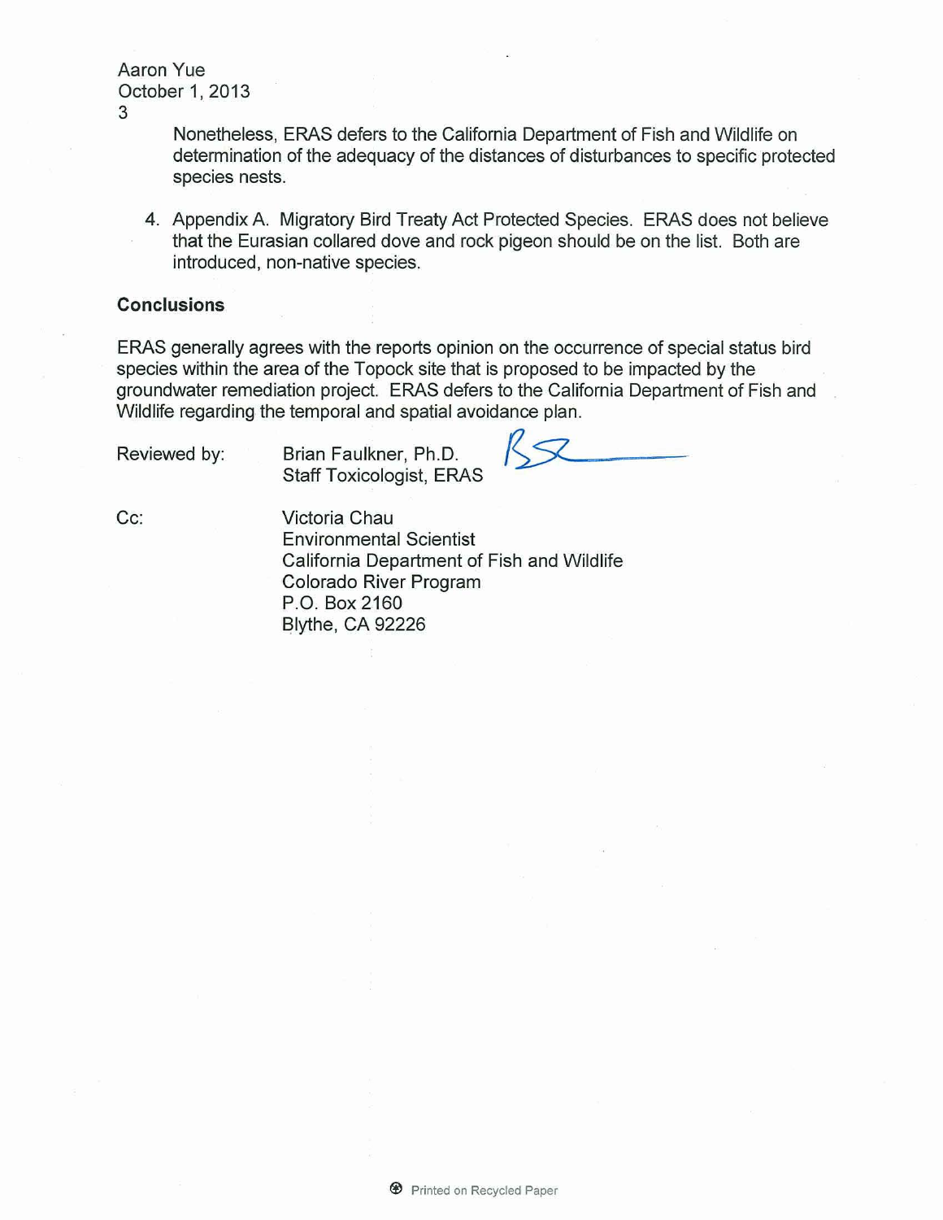Nonetheless, ERAS defers to the California Department of Fish and Wildlife on determination of the adequacy of the distances of disturbances to specific protected species nests.

4. Appendix A. Migratory Bird Treaty Act Protected Species. ERAS does not believe that the Eurasian collared dove and rock pigeon should be on the list. Both are introduced, non-native species.

**Conclusions**

ERAS generally agrees with the reports opinion on the occurrence of special status bird species within the area of the Topock site that is proposed to be impacted by the groundwater remediation project. ERAS defers to the California Department of Fish and Wildlife regarding the temporal and spatial avoidance plan.

Reviewed by: Brian Faulkner, Ph.D.
Staff Toxicologist, ERAS

Cc: Victoria Chau
Environmental Scientist
California Department of Fish and Wildlife
Colorado River Program
P.O. Box 2160
Blythe, CA 92226

Printed on Recycled Paper